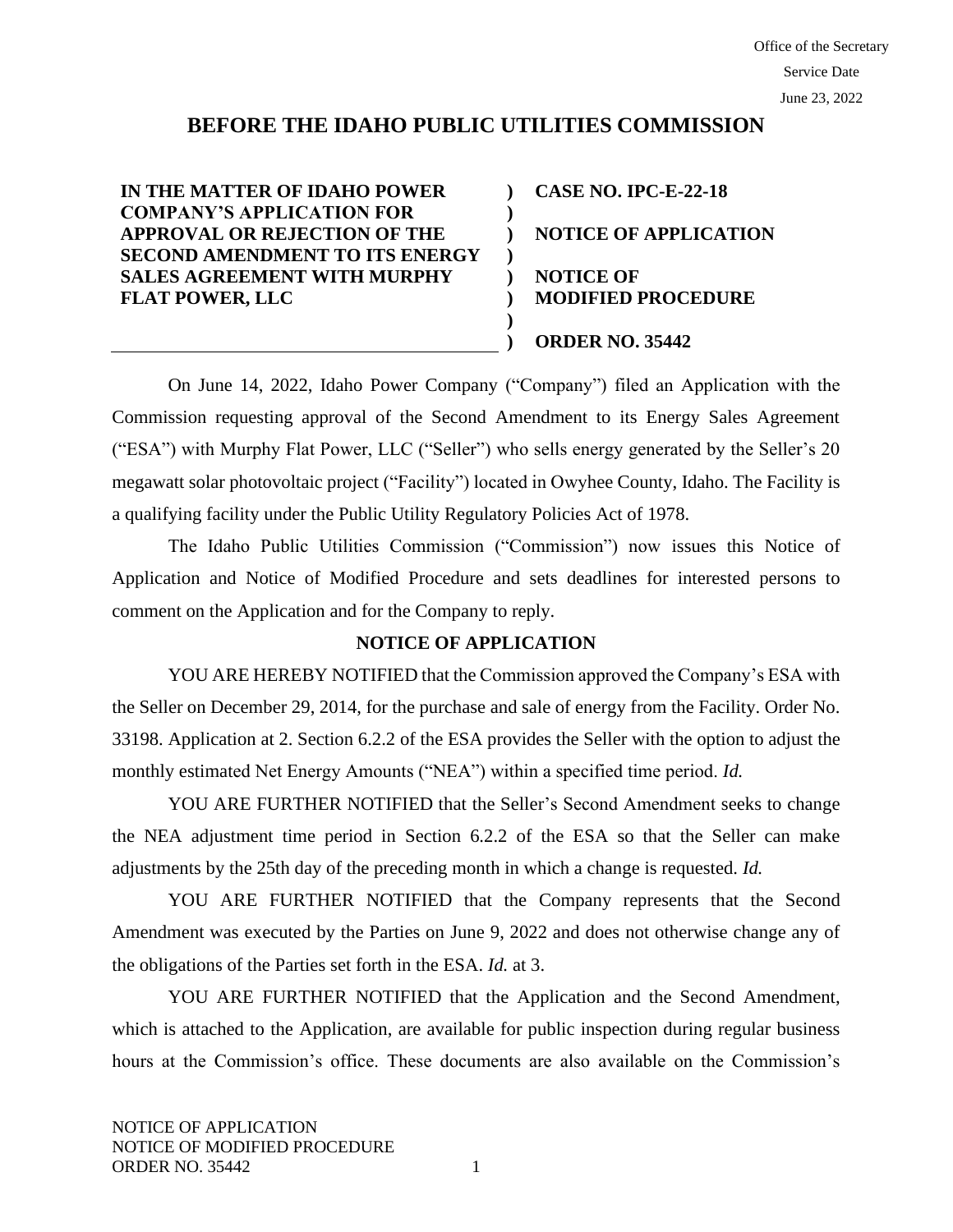Office of the Secretary
Service Date
June 23, 2022

# BEFORE THE IDAHO PUBLIC UTILITIES COMMISSION

| | | |
|---|---|---|
| **IN THE MATTER OF IDAHO POWER COMPANY'S APPLICATION FOR APPROVAL OR REJECTION OF THE SECOND AMENDMENT TO ITS ENERGY SALES AGREEMENT WITH MURPHY FLAT POWER, LLC** | **)** | **CASE NO. IPC-E-22-18** |
| | **)** | **NOTICE OF APPLICATION** |
| | **)** | **NOTICE OF MODIFIED PROCEDURE** |
| | **)** | **ORDER NO. 35442** |

On June 14, 2022, Idaho Power Company ("Company") filed an Application with the Commission requesting approval of the Second Amendment to its Energy Sales Agreement ("ESA") with Murphy Flat Power, LLC ("Seller") who sells energy generated by the Seller's 20 megawatt solar photovoltaic project ("Facility") located in Owyhee County, Idaho. The Facility is a qualifying facility under the Public Utility Regulatory Policies Act of 1978.

The Idaho Public Utilities Commission ("Commission") now issues this Notice of Application and Notice of Modified Procedure and sets deadlines for interested persons to comment on the Application and for the Company to reply.

## NOTICE OF APPLICATION

YOU ARE HEREBY NOTIFIED that the Commission approved the Company's ESA with the Seller on December 29, 2014, for the purchase and sale of energy from the Facility. Order No. 33198. Application at 2. Section 6.2.2 of the ESA provides the Seller with the option to adjust the monthly estimated Net Energy Amounts ("NEA") within a specified time period. *Id.*

YOU ARE FURTHER NOTIFIED that the Seller's Second Amendment seeks to change the NEA adjustment time period in Section 6.2.2 of the ESA so that the Seller can make adjustments by the 25th day of the preceding month in which a change is requested. *Id.*

YOU ARE FURTHER NOTIFIED that the Company represents that the Second Amendment was executed by the Parties on June 9, 2022 and does not otherwise change any of the obligations of the Parties set forth in the ESA. *Id.* at 3.

YOU ARE FURTHER NOTIFIED that the Application and the Second Amendment, which is attached to the Application, are available for public inspection during regular business hours at the Commission's office. These documents are also available on the Commission's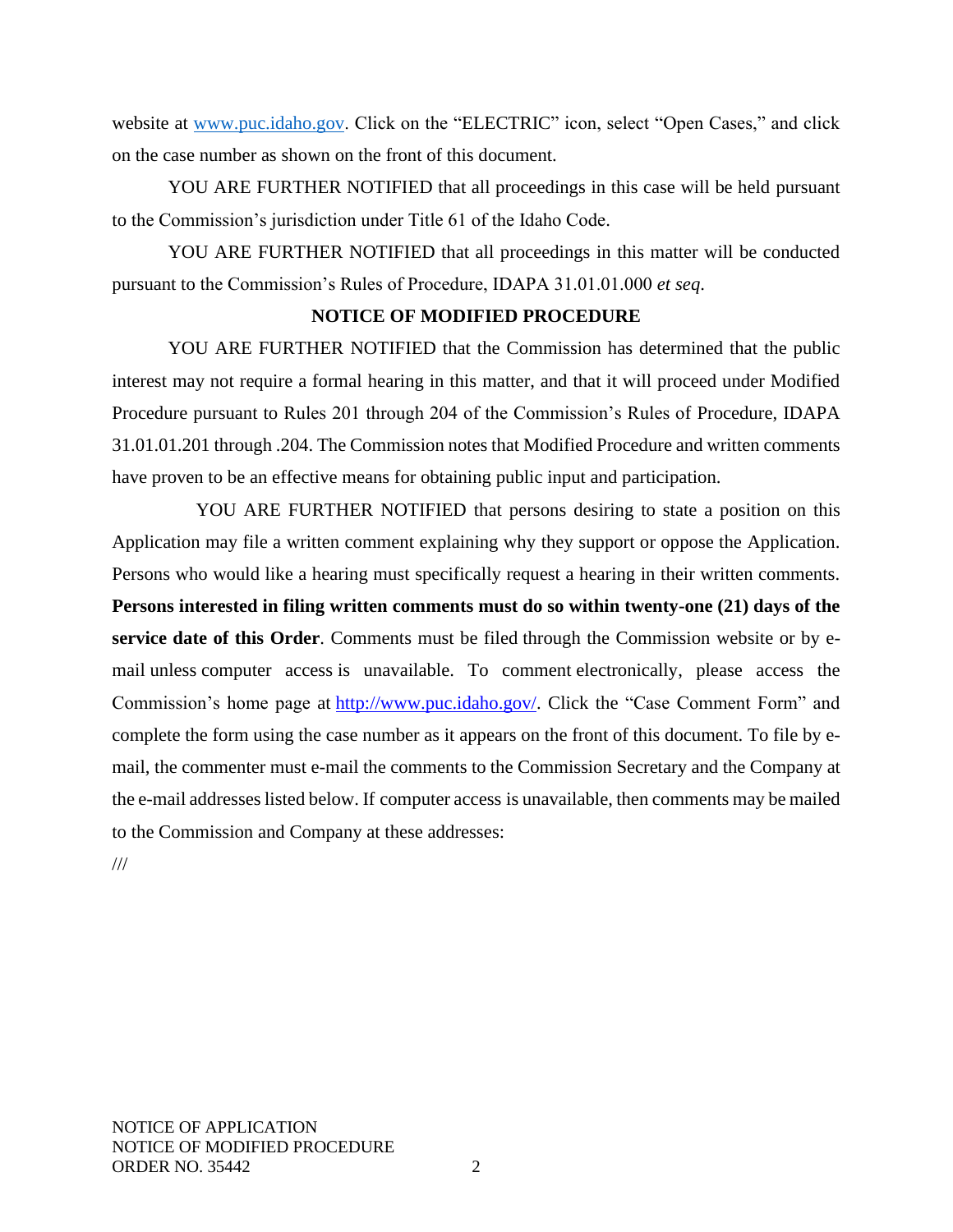website at [www.puc.idaho.gov](www.puc.idaho.gov). Click on the "ELECTRIC" icon, select "Open Cases," and click on the case number as shown on the front of this document.

YOU ARE FURTHER NOTIFIED that all proceedings in this case will be held pursuant to the Commission's jurisdiction under Title 61 of the Idaho Code.

YOU ARE FURTHER NOTIFIED that all proceedings in this matter will be conducted pursuant to the Commission's Rules of Procedure, IDAPA 31.01.01.000 *et seq*.

**NOTICE OF MODIFIED PROCEDURE**

YOU ARE FURTHER NOTIFIED that the Commission has determined that the public interest may not require a formal hearing in this matter, and that it will proceed under Modified Procedure pursuant to Rules 201 through 204 of the Commission's Rules of Procedure, IDAPA 31.01.01.201 through .204. The Commission notes that Modified Procedure and written comments have proven to be an effective means for obtaining public input and participation.

YOU ARE FURTHER NOTIFIED that persons desiring to state a position on this Application may file a written comment explaining why they support or oppose the Application. Persons who would like a hearing must specifically request a hearing in their written comments. **Persons interested in filing written comments must do so within twenty-one (21) days of the service date of this Order**. Comments must be filed through the Commission website or by e-mail unless computer access is unavailable. To comment electronically, please access the Commission's home page at [http://www.puc.idaho.gov/](http://www.puc.idaho.gov/). Click the "Case Comment Form" and complete the form using the case number as it appears on the front of this document. To file by e-mail, the commenter must e-mail the comments to the Commission Secretary and the Company at the e-mail addresses listed below. If computer access is unavailable, then comments may be mailed to the Commission and Company at these addresses:

///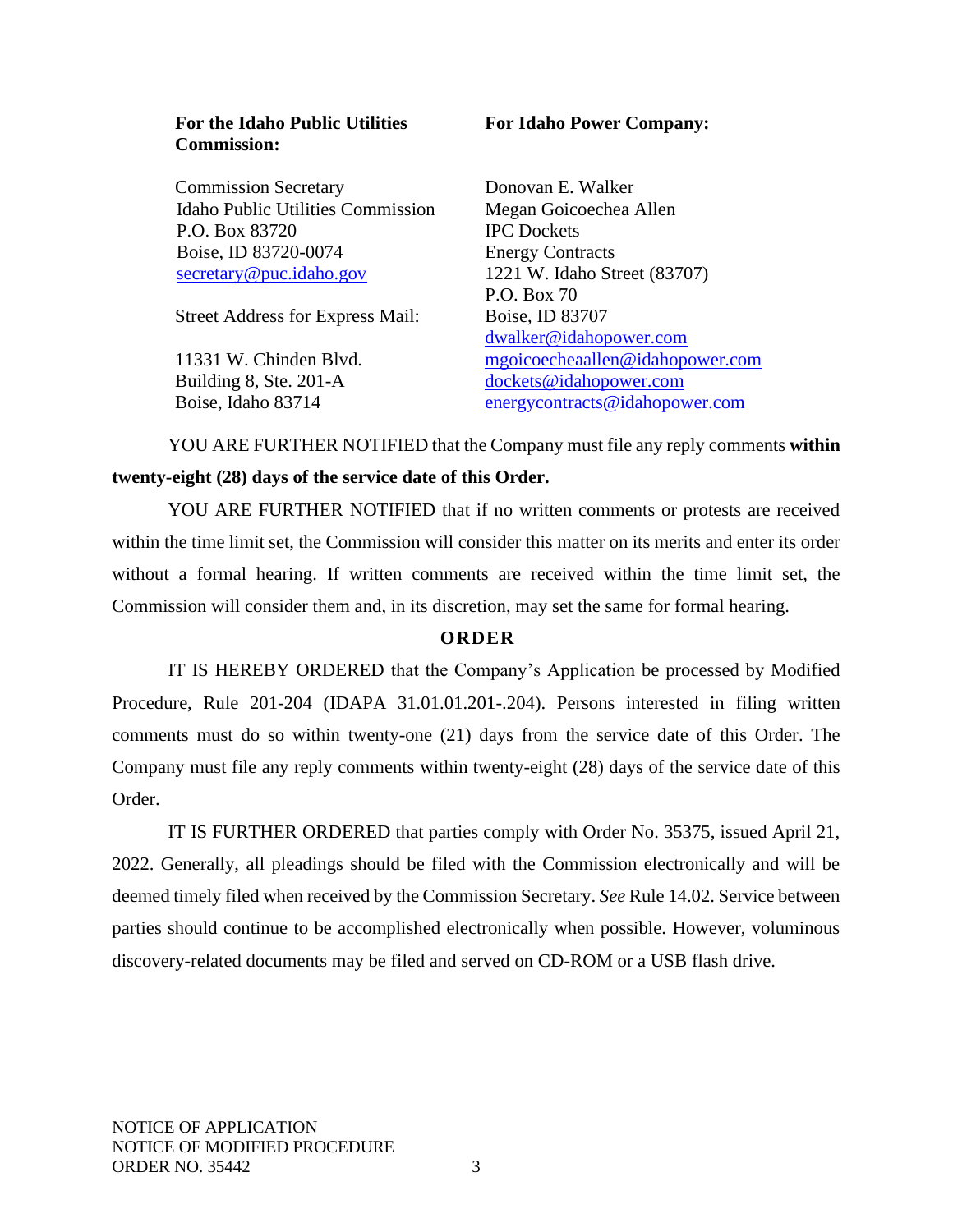| **For the Idaho Public Utilities Commission:** | **For Idaho Power Company:** |
| --- | --- |
| Commission Secretary<br>Idaho Public Utilities Commission<br>P.O. Box 83720<br>Boise, ID 83720-0074<br>secretary@puc.idaho.gov<br><br>Street Address for Express Mail:<br><br>11331 W. Chinden Blvd.<br>Building 8, Ste. 201-A<br>Boise, Idaho 83714 | Donovan E. Walker<br>Megan Goicoechea Allen<br>IPC Dockets<br>Energy Contracts<br>1221 W. Idaho Street (83707)<br>P.O. Box 70<br>Boise, ID 83707<br>dwalker@idahopower.com<br>mgoicoecheaallen@idahopower.com<br>dockets@idahopower.com<br>energycontracts@idahopower.com |

YOU ARE FURTHER NOTIFIED that the Company must file any reply comments **within twenty-eight (28) days of the service date of this Order.**

YOU ARE FURTHER NOTIFIED that if no written comments or protests are received within the time limit set, the Commission will consider this matter on its merits and enter its order without a formal hearing. If written comments are received within the time limit set, the Commission will consider them and, in its discretion, may set the same for formal hearing.

## ORDER

IT IS HEREBY ORDERED that the Company's Application be processed by Modified Procedure, Rule 201-204 (IDAPA 31.01.01.201-.204). Persons interested in filing written comments must do so within twenty-one (21) days from the service date of this Order. The Company must file any reply comments within twenty-eight (28) days of the service date of this Order.

IT IS FURTHER ORDERED that parties comply with Order No. 35375, issued April 21, 2022. Generally, all pleadings should be filed with the Commission electronically and will be deemed timely filed when received by the Commission Secretary. *See* Rule 14.02. Service between parties should continue to be accomplished electronically when possible. However, voluminous discovery-related documents may be filed and served on CD-ROM or a USB flash drive.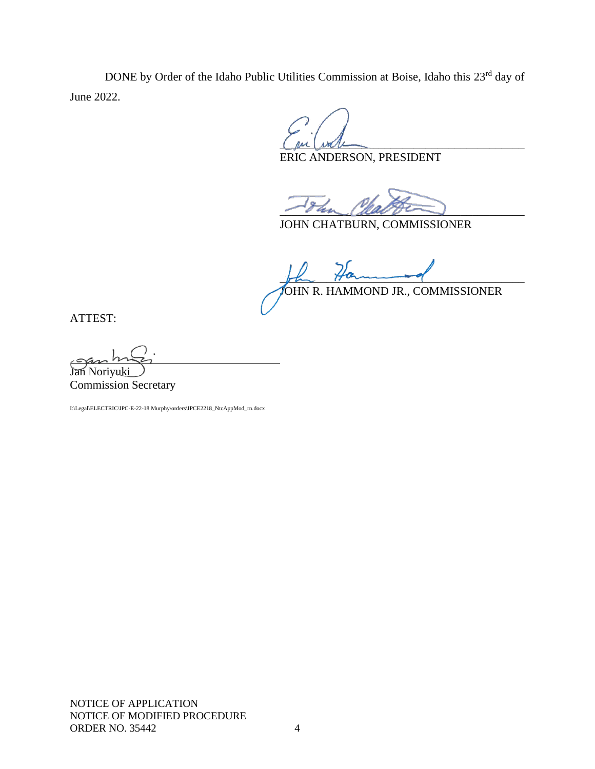DONE by Order of the Idaho Public Utilities Commission at Boise, Idaho this 23rd day of June 2022.

ERIC ANDERSON, PRESIDENT

JOHN CHATBURN, COMMISSIONER

JOHN R. HAMMOND JR., COMMISSIONER

ATTEST:

Jan Noriyuki
Commission Secretary

I:\Legal\ELECTRIC\IPC-E-22-18 Murphy\orders\IPCE2218_NtcAppMod_rn.docx